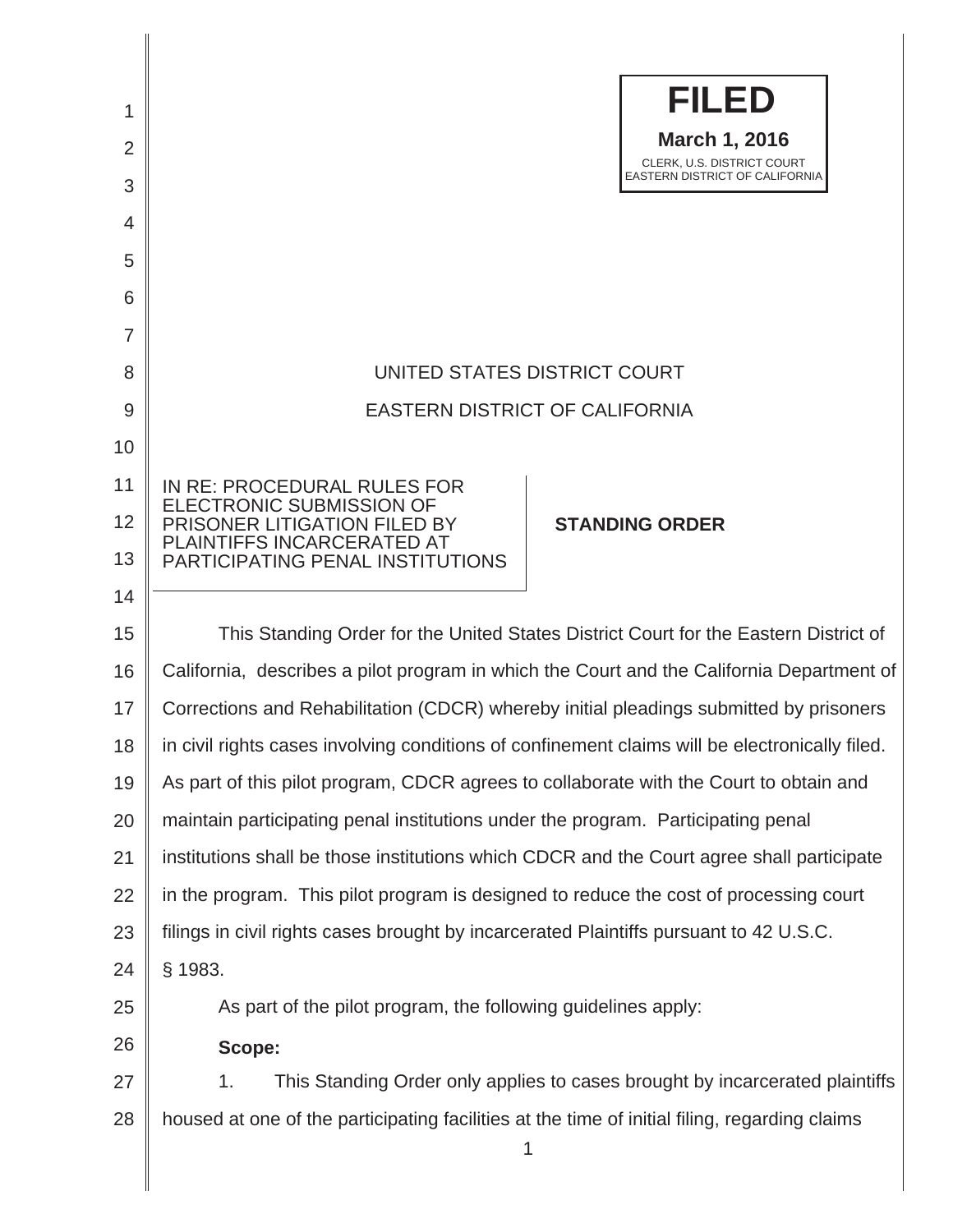**FILED**
**March 1, 2016**
CLERK, U.S. DISTRICT COURT
EASTERN DISTRICT OF CALIFORNIA

UNITED STATES DISTRICT COURT

EASTERN DISTRICT OF CALIFORNIA

| IN RE: PROCEDURAL RULES FOR ELECTRONIC SUBMISSION OF PRISONER LITIGATION FILED BY PLAINTIFFS INCARCERATED AT PARTICIPATING PENAL INSTITUTIONS | **STANDING ORDER** |
|---|---|

This Standing Order for the United States District Court for the Eastern District of California, describes a pilot program in which the Court and the California Department of Corrections and Rehabilitation (CDCR) whereby initial pleadings submitted by prisoners in civil rights cases involving conditions of confinement claims will be electronically filed. As part of this pilot program, CDCR agrees to collaborate with the Court to obtain and maintain participating penal institutions under the program. Participating penal institutions shall be those institutions which CDCR and the Court agree shall participate in the program. This pilot program is designed to reduce the cost of processing court filings in civil rights cases brought by incarcerated Plaintiffs pursuant to 42 U.S.C. § 1983.

As part of the pilot program, the following guidelines apply:

**Scope:**

1. This Standing Order only applies to cases brought by incarcerated plaintiffs housed at one of the participating facilities at the time of initial filing, regarding claims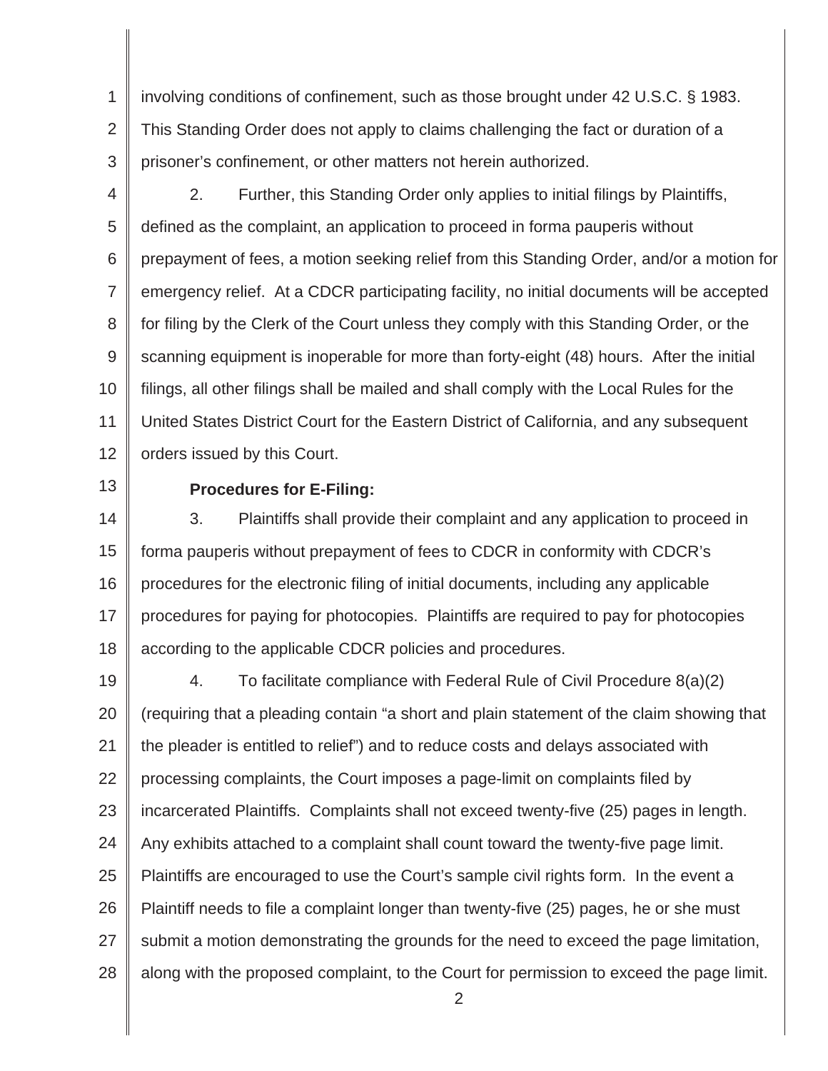involving conditions of confinement, such as those brought under 42 U.S.C. § 1983. This Standing Order does not apply to claims challenging the fact or duration of a prisoner's confinement, or other matters not herein authorized.

2. Further, this Standing Order only applies to initial filings by Plaintiffs, defined as the complaint, an application to proceed in forma pauperis without prepayment of fees, a motion seeking relief from this Standing Order, and/or a motion for emergency relief. At a CDCR participating facility, no initial documents will be accepted for filing by the Clerk of the Court unless they comply with this Standing Order, or the scanning equipment is inoperable for more than forty-eight (48) hours. After the initial filings, all other filings shall be mailed and shall comply with the Local Rules for the United States District Court for the Eastern District of California, and any subsequent orders issued by this Court.

**Procedures for E-Filing:**

3. Plaintiffs shall provide their complaint and any application to proceed in forma pauperis without prepayment of fees to CDCR in conformity with CDCR's procedures for the electronic filing of initial documents, including any applicable procedures for paying for photocopies. Plaintiffs are required to pay for photocopies according to the applicable CDCR policies and procedures.

4. To facilitate compliance with Federal Rule of Civil Procedure 8(a)(2) (requiring that a pleading contain "a short and plain statement of the claim showing that the pleader is entitled to relief") and to reduce costs and delays associated with processing complaints, the Court imposes a page-limit on complaints filed by incarcerated Plaintiffs. Complaints shall not exceed twenty-five (25) pages in length. Any exhibits attached to a complaint shall count toward the twenty-five page limit. Plaintiffs are encouraged to use the Court's sample civil rights form. In the event a Plaintiff needs to file a complaint longer than twenty-five (25) pages, he or she must submit a motion demonstrating the grounds for the need to exceed the page limitation, along with the proposed complaint, to the Court for permission to exceed the page limit.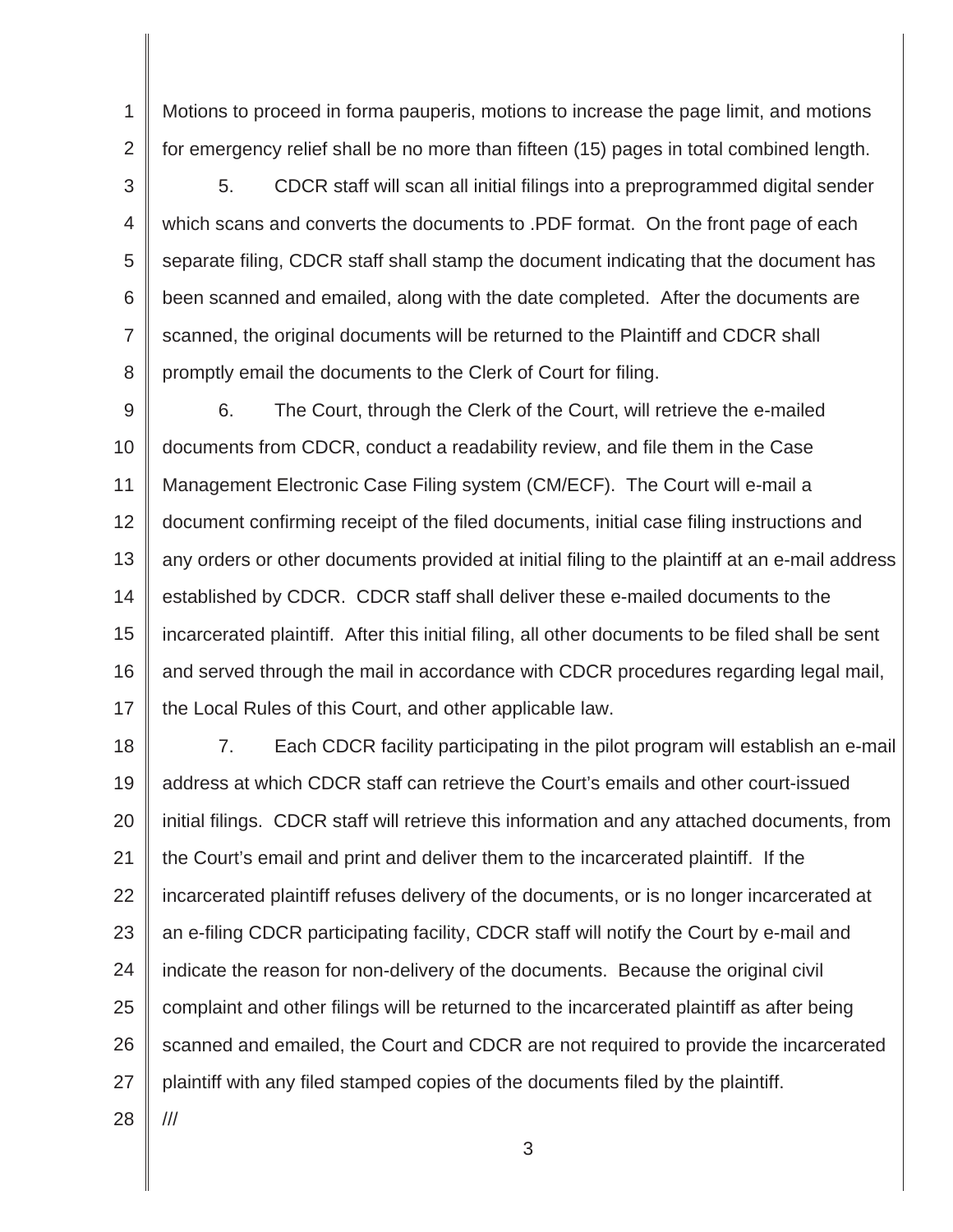Motions to proceed in forma pauperis, motions to increase the page limit, and motions for emergency relief shall be no more than fifteen (15) pages in total combined length.

5. CDCR staff will scan all initial filings into a preprogrammed digital sender which scans and converts the documents to .PDF format. On the front page of each separate filing, CDCR staff shall stamp the document indicating that the document has been scanned and emailed, along with the date completed. After the documents are scanned, the original documents will be returned to the Plaintiff and CDCR shall promptly email the documents to the Clerk of Court for filing.

6. The Court, through the Clerk of the Court, will retrieve the e-mailed documents from CDCR, conduct a readability review, and file them in the Case Management Electronic Case Filing system (CM/ECF). The Court will e-mail a document confirming receipt of the filed documents, initial case filing instructions and any orders or other documents provided at initial filing to the plaintiff at an e-mail address established by CDCR. CDCR staff shall deliver these e-mailed documents to the incarcerated plaintiff. After this initial filing, all other documents to be filed shall be sent and served through the mail in accordance with CDCR procedures regarding legal mail, the Local Rules of this Court, and other applicable law.

7. Each CDCR facility participating in the pilot program will establish an e-mail address at which CDCR staff can retrieve the Court's emails and other court-issued initial filings. CDCR staff will retrieve this information and any attached documents, from the Court's email and print and deliver them to the incarcerated plaintiff. If the incarcerated plaintiff refuses delivery of the documents, or is no longer incarcerated at an e-filing CDCR participating facility, CDCR staff will notify the Court by e-mail and indicate the reason for non-delivery of the documents. Because the original civil complaint and other filings will be returned to the incarcerated plaintiff as after being scanned and emailed, the Court and CDCR are not required to provide the incarcerated plaintiff with any filed stamped copies of the documents filed by the plaintiff.

///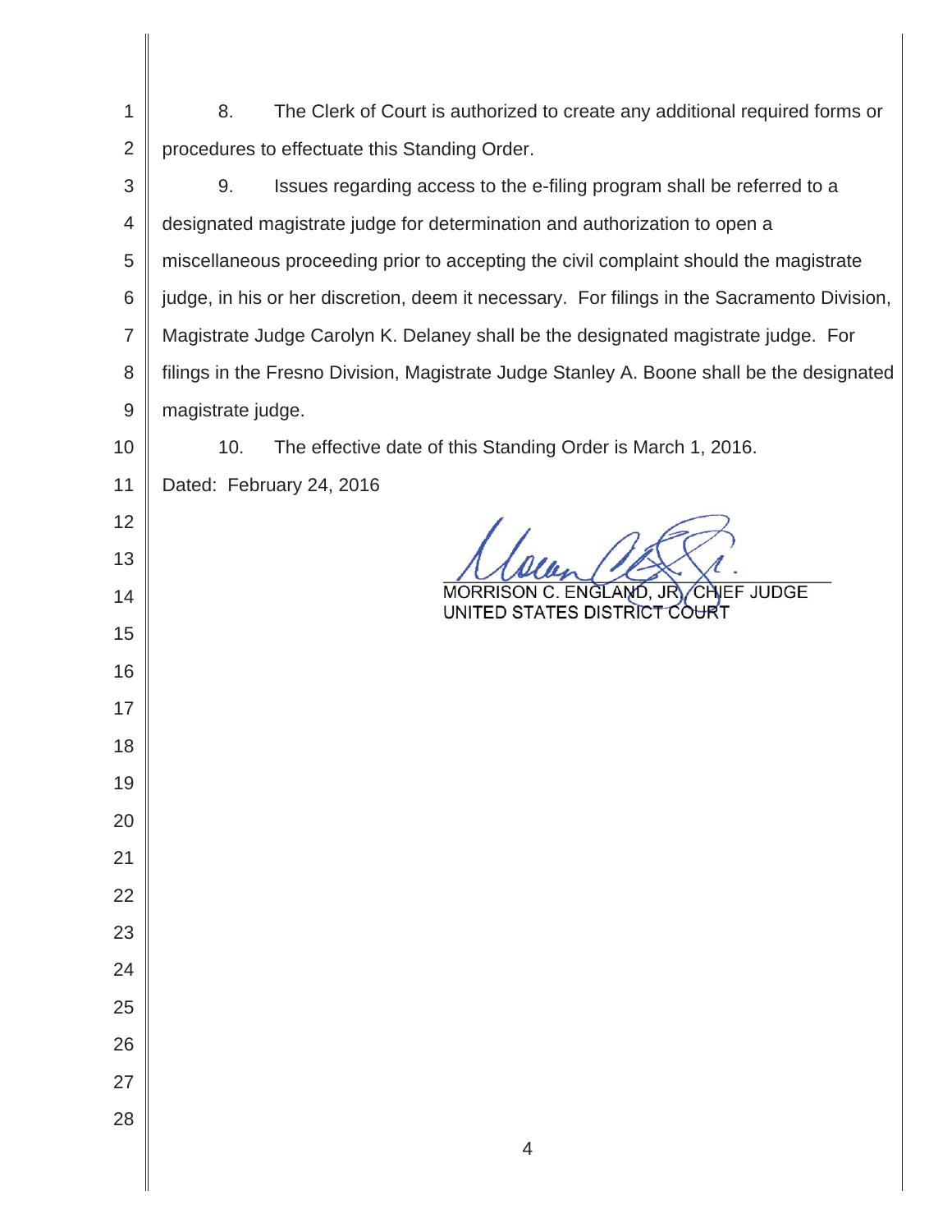8. The Clerk of Court is authorized to create any additional required forms or procedures to effectuate this Standing Order.

9. Issues regarding access to the e-filing program shall be referred to a designated magistrate judge for determination and authorization to open a miscellaneous proceeding prior to accepting the civil complaint should the magistrate judge, in his or her discretion, deem it necessary. For filings in the Sacramento Division, Magistrate Judge Carolyn K. Delaney shall be the designated magistrate judge. For filings in the Fresno Division, Magistrate Judge Stanley A. Boone shall be the designated magistrate judge.

10. The effective date of this Standing Order is March 1, 2016.

Dated: February 24, 2016

MORRISON C. ENGLAND, JR., CHIEF JUDGE
UNITED STATES DISTRICT COURT